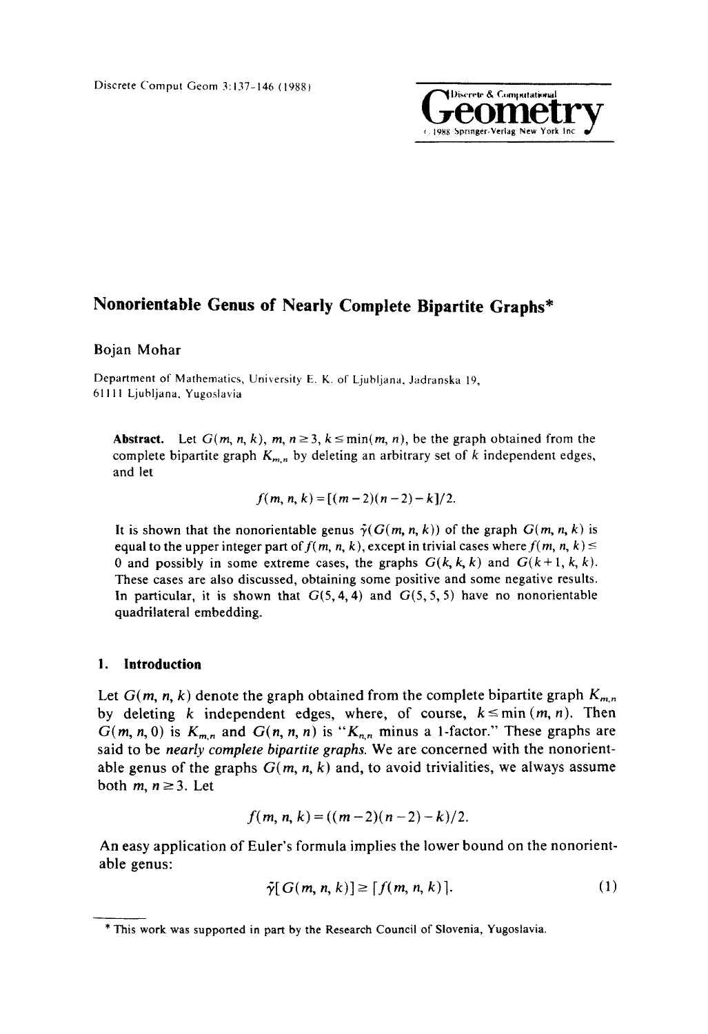# Nonorientable Genus of Nearly Complete Bipartite Graphs*

Bojan Mohar

Department of Mathematics, University E. K. of Ljubljana, Jadranska 19, 61111 Ljubljana, Yugoslavia

**Abstract.** Let $G(m, n, k)$, $m, n \geq 3$, $k \leq \min(m, n)$, be the graph obtained from the complete bipartite graph $K_{m,n}$ by deleting an arbitrary set of $k$ independent edges, and let

$$f(m, n, k) = [(m-2)(n-2) - k]/2.$$

It is shown that the nonorientable genus $\tilde{\gamma}(G(m, n, k))$ of the graph $G(m, n, k)$ is equal to the upper integer part of $f(m, n, k)$, except in trivial cases where $f(m, n, k) \leq 0$ and possibly in some extreme cases, the graphs $G(k, k, k)$ and $G(k+1, k, k)$. These cases are also discussed, obtaining some positive and some negative results. In particular, it is shown that $G(5, 4, 4)$ and $G(5, 5, 5)$ have no nonorientable quadrilateral embedding.

## 1. Introduction

Let $G(m, n, k)$ denote the graph obtained from the complete bipartite graph $K_{m,n}$ by deleting $k$ independent edges, where, of course, $k \leq \min(m, n)$. Then $G(m, n, 0)$ is $K_{m,n}$ and $G(n, n, n)$ is "$K_{n,n}$ minus a 1-factor." These graphs are said to be *nearly complete bipartite graphs*. We are concerned with the nonorientable genus of the graphs $G(m, n, k)$ and, to avoid trivialities, we always assume both $m, n \geq 3$. Let

$$f(m, n, k) = ((m-2)(n-2) - k)/2.$$

An easy application of Euler's formula implies the lower bound on the nonorientable genus:

$$\tilde{\gamma}[G(m, n, k)] \geq \lceil f(m, n, k) \rceil. \tag{1}$$

* This work was supported in part by the Research Council of Slovenia, Yugoslavia.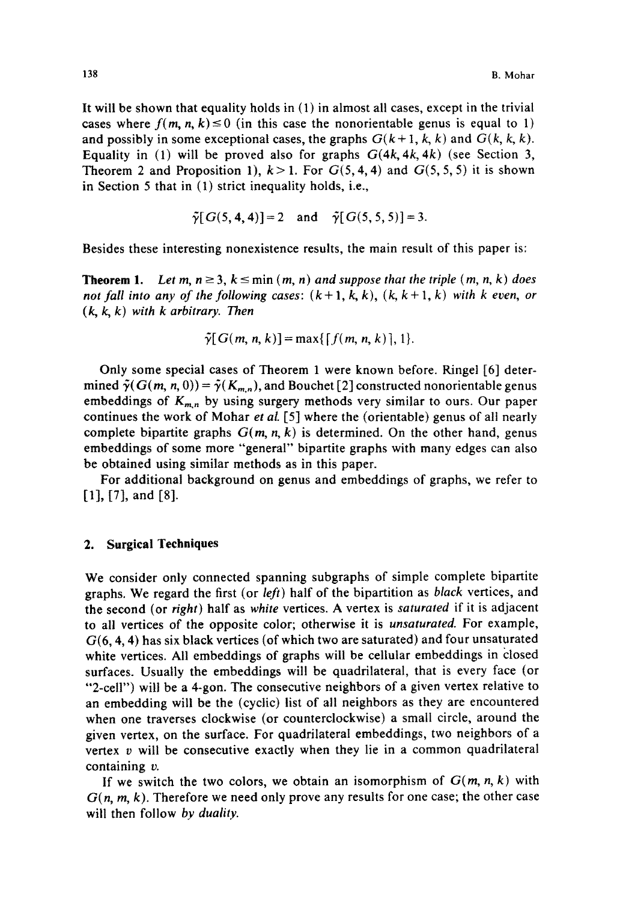It will be shown that equality holds in (1) in almost all cases, except in the trivial cases where $f(m, n, k) \leq 0$ (in this case the nonorientable genus is equal to 1) and possibly in some exceptional cases, the graphs $G(k+1, k, k)$ and $G(k, k, k)$. Equality in (1) will be proved also for graphs $G(4k, 4k, 4k)$ (see Section 3, Theorem 2 and Proposition 1), $k > 1$. For $G(5, 4, 4)$ and $G(5, 5, 5)$ it is shown in Section 5 that in (1) strict inequality holds, i.e.,

$$\tilde{\gamma}[G(5,4,4)] = 2 \quad \text{and} \quad \tilde{\gamma}[G(5,5,5)] = 3.$$

Besides these interesting nonexistence results, the main result of this paper is:

**Theorem 1.** *Let $m, n \geq 3$, $k \leq \min(m, n)$ and suppose that the triple $(m, n, k)$ does not fall into any of the following cases: $(k+1, k, k)$, $(k, k+1, k)$ with $k$ even, or $(k, k, k)$ with $k$ arbitrary. Then*

$$\tilde{\gamma}[G(m, n, k)] = \max\{\lceil f(m, n, k) \rceil, 1\}.$$

Only some special cases of Theorem 1 were known before. Ringel [6] determined $\tilde{\gamma}(G(m, n, 0)) = \tilde{\gamma}(K_{m,n})$, and Bouchet [2] constructed nonorientable genus embeddings of $K_{m,n}$ by using surgery methods very similar to ours. Our paper continues the work of Mohar *et al.* [5] where the (orientable) genus of all nearly complete bipartite graphs $G(m, n, k)$ is determined. On the other hand, genus embeddings of some more "general" bipartite graphs with many edges can also be obtained using similar methods as in this paper.

For additional background on genus and embeddings of graphs, we refer to [1], [7], and [8].

## 2. Surgical Techniques

We consider only connected spanning subgraphs of simple complete bipartite graphs. We regard the first (or *left*) half of the bipartition as *black* vertices, and the second (or *right*) half as *white* vertices. A vertex is *saturated* if it is adjacent to all vertices of the opposite color; otherwise it is *unsaturated*. For example, $G(6, 4, 4)$ has six black vertices (of which two are saturated) and four unsaturated white vertices. All embeddings of graphs will be cellular embeddings in closed surfaces. Usually the embeddings will be quadrilateral, that is every face (or "2-cell") will be a 4-gon. The consecutive neighbors of a given vertex relative to an embedding will be the (cyclic) list of all neighbors as they are encountered when one traverses clockwise (or counterclockwise) a small circle, around the given vertex, on the surface. For quadrilateral embeddings, two neighbors of a vertex $v$ will be consecutive exactly when they lie in a common quadrilateral containing $v$.

If we switch the two colors, we obtain an isomorphism of $G(m, n, k)$ with $G(n, m, k)$. Therefore we need only prove any results for one case; the other case will then follow *by duality*.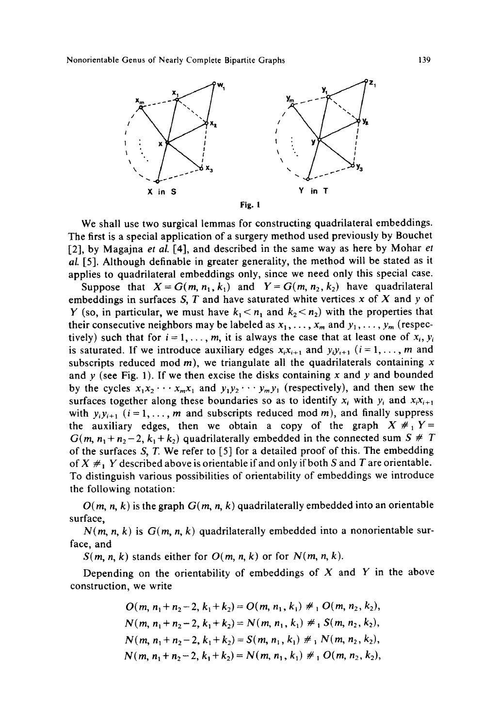X in S    Y in T

Fig. 1

We shall use two surgical lemmas for constructing quadrilateral embeddings. The first is a special application of a surgery method used previously by Bouchet [2], by Magajna *et al.* [4], and described in the same way as here by Mohar *et al.* [5]. Although definable in greater generality, the method will be stated as it applies to quadrilateral embeddings only, since we need only this special case.

Suppose that $X = G(m, n_1, k_1)$ and $Y = G(m, n_2, k_2)$ have quadrilateral embeddings in surfaces $S$, $T$ and have saturated white vertices $x$ of $X$ and $y$ of $Y$ (so, in particular, we must have $k_1 < n_1$ and $k_2 < n_2$) with the properties that their consecutive neighbors may be labeled as $x_1, \ldots, x_m$ and $y_1, \ldots, y_m$ (respectively) such that for $i = 1, \ldots, m$, it is always the case that at least one of $x_i$, $y_i$ is saturated. If we introduce auxiliary edges $x_i x_{i+1}$ and $y_i y_{i+1}$ ($i = 1, \ldots, m$ and subscripts reduced mod $m$), we triangulate all the quadrilaterals containing $x$ and $y$ (see Fig. 1). If we then excise the disks containing $x$ and $y$ and bounded by the cycles $x_1 x_2 \cdots x_m x_1$ and $y_1 y_2 \cdots y_m y_1$ (respectively), and then sew the surfaces together along these boundaries so as to identify $x_i$ with $y_i$ and $x_i x_{i+1}$ with $y_i y_{i+1}$ ($i = 1, \ldots, m$ and subscripts reduced mod $m$), and finally suppress the auxiliary edges, then we obtain a copy of the graph $X \#_1 Y = G(m, n_1 + n_2 - 2, k_1 + k_2)$ quadrilaterally embedded in the connected sum $S \# T$ of the surfaces $S$, $T$. We refer to [5] for a detailed proof of this. The embedding of $X \#_1 Y$ described above is orientable if and only if both $S$ and $T$ are orientable. To distinguish various possibilities of orientability of embeddings we introduce the following notation:

$O(m, n, k)$ is the graph $G(m, n, k)$ quadrilaterally embedded into an orientable surface,

$N(m, n, k)$ is $G(m, n, k)$ quadrilaterally embedded into a nonorientable surface, and

$S(m, n, k)$ stands either for $O(m, n, k)$ or for $N(m, n, k)$.

Depending on the orientability of embeddings of $X$ and $Y$ in the above construction, we write

$$O(m, n_1 + n_2 - 2, k_1 + k_2) = O(m, n_1, k_1) \#_1 O(m, n_2, k_2),$$

$$N(m, n_1 + n_2 - 2, k_1 + k_2) = N(m, n_1, k_1) \#_1 S(m, n_2, k_2),$$

$$N(m, n_1 + n_2 - 2, k_1 + k_2) = S(m, n_1, k_1) \#_1 N(m, n_2, k_2),$$

$$N(m, n_1 + n_2 - 2, k_1 + k_2) = N(m, n_1, k_1) \#_1 O(m, n_2, k_2),$$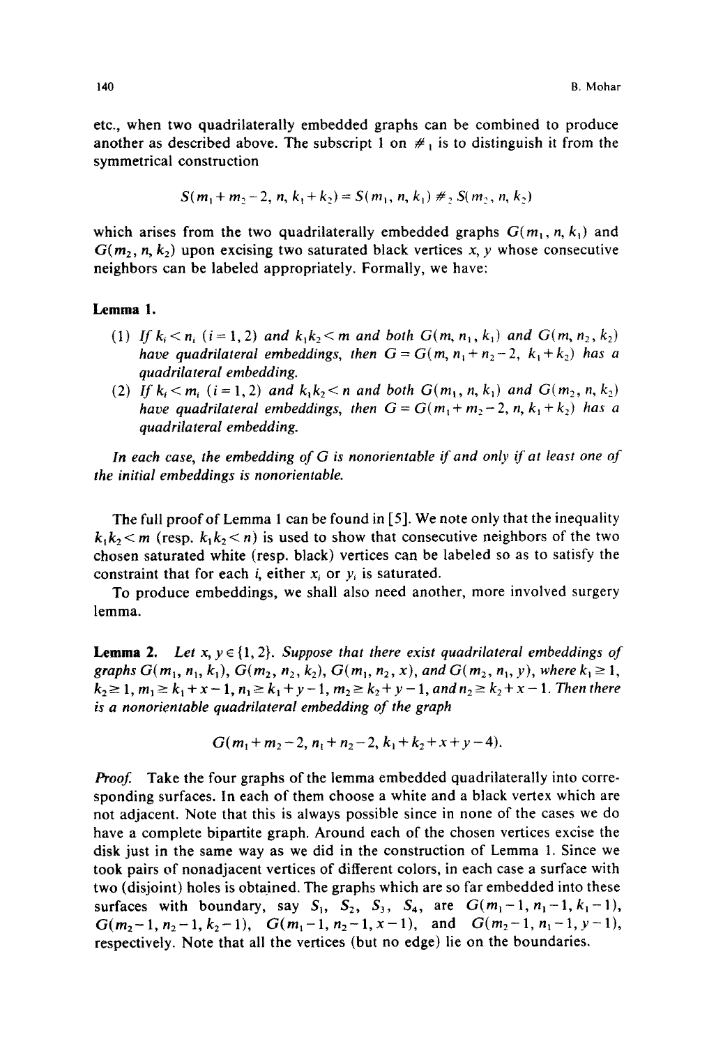etc., when two quadrilaterally embedded graphs can be combined to produce another as described above. The subscript 1 on $\#_1$ is to distinguish it from the symmetrical construction

$$S(m_1 + m_2 - 2, n, k_1 + k_2) = S(m_1, n, k_1) \#_2 S(m_2, n, k_2)$$

which arises from the two quadrilaterally embedded graphs $G(m_1, n, k_1)$ and $G(m_2, n, k_2)$ upon excising two saturated black vertices $x, y$ whose consecutive neighbors can be labeled appropriately. Formally, we have:

**Lemma 1.**

(1) *If $k_i < n_i$ $(i = 1, 2)$ and $k_1 k_2 < m$ and both $G(m, n_1, k_1)$ and $G(m, n_2, k_2)$ have quadrilateral embeddings, then $G = G(m, n_1 + n_2 - 2, k_1 + k_2)$ has a quadrilateral embedding.*

(2) *If $k_i < m_i$ $(i = 1, 2)$ and $k_1 k_2 < n$ and both $G(m_1, n, k_1)$ and $G(m_2, n, k_2)$ have quadrilateral embeddings, then $G = G(m_1 + m_2 - 2, n, k_1 + k_2)$ has a quadrilateral embedding.*

*In each case, the embedding of $G$ is nonorientable if and only if at least one of the initial embeddings is nonorientable.*

The full proof of Lemma 1 can be found in [5]. We note only that the inequality $k_1 k_2 < m$ (resp. $k_1 k_2 < n$) is used to show that consecutive neighbors of the two chosen saturated white (resp. black) vertices can be labeled so as to satisfy the constraint that for each $i$, either $x_i$ or $y_i$ is saturated.

To produce embeddings, we shall also need another, more involved surgery lemma.

**Lemma 2.** *Let $x, y \in \{1, 2\}$. Suppose that there exist quadrilateral embeddings of graphs $G(m_1, n_1, k_1)$, $G(m_2, n_2, k_2)$, $G(m_1, n_2, x)$, and $G(m_2, n_1, y)$, where $k_1 \geq 1$, $k_2 \geq 1$, $m_1 \geq k_1 + x - 1$, $n_1 \geq k_1 + y - 1$, $m_2 \geq k_2 + y - 1$, and $n_2 \geq k_2 + x - 1$. Then there is a nonorientable quadrilateral embedding of the graph*

$$G(m_1 + m_2 - 2, n_1 + n_2 - 2, k_1 + k_2 + x + y - 4).$$

*Proof.* Take the four graphs of the lemma embedded quadrilaterally into corresponding surfaces. In each of them choose a white and a black vertex which are not adjacent. Note that this is always possible since in none of the cases we do have a complete bipartite graph. Around each of the chosen vertices excise the disk just in the same way as we did in the construction of Lemma 1. Since we took pairs of nonadjacent vertices of different colors, in each case a surface with two (disjoint) holes is obtained. The graphs which are so far embedded into these surfaces with boundary, say $S_1$, $S_2$, $S_3$, $S_4$, are $G(m_1 - 1, n_1 - 1, k_1 - 1)$, $G(m_2 - 1, n_2 - 1, k_2 - 1)$, $G(m_1 - 1, n_2 - 1, x - 1)$, and $G(m_2 - 1, n_1 - 1, y - 1)$, respectively. Note that all the vertices (but no edge) lie on the boundaries.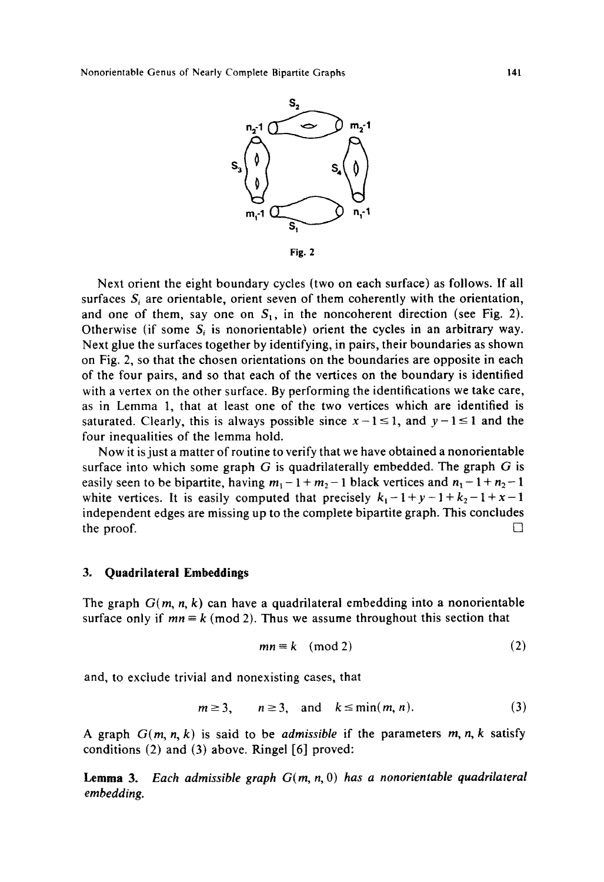Fig. 2

Next orient the eight boundary cycles (two on each surface) as follows. If all surfaces $S_i$ are orientable, orient seven of them coherently with the orientation, and one of them, say one on $S_1$, in the noncoherent direction (see Fig. 2). Otherwise (if some $S_i$ is nonorientable) orient the cycles in an arbitrary way. Next glue the surfaces together by identifying, in pairs, their boundaries as shown on Fig. 2, so that the chosen orientations on the boundaries are opposite in each of the four pairs, and so that each of the vertices on the boundary is identified with a vertex on the other surface. By performing the identifications we take care, as in Lemma 1, that at least one of the two vertices which are identified is saturated. Clearly, this is always possible since $x-1 \leq 1$, and $y-1 \leq 1$ and the four inequalities of the lemma hold.

Now it is just a matter of routine to verify that we have obtained a nonorientable surface into which some graph $G$ is quadrilaterally embedded. The graph $G$ is easily seen to be bipartite, having $m_1 - 1 + m_2 - 1$ black vertices and $n_1 - 1 + n_2 - 1$ white vertices. It is easily computed that precisely $k_1 - 1 + y - 1 + k_2 - 1 + x - 1$ independent edges are missing up to the complete bipartite graph. This concludes the proof. □

## 3. Quadrilateral Embeddings

The graph $G(m, n, k)$ can have a quadrilateral embedding into a nonorientable surface only if $mn \equiv k \pmod 2$. Thus we assume throughout this section that

$$mn \equiv k \pmod 2 \tag{2}$$

and, to exclude trivial and nonexisting cases, that

$$m \geq 3, \quad n \geq 3, \quad \text{and} \quad k \leq \min(m, n). \tag{3}$$

A graph $G(m, n, k)$ is said to be *admissible* if the parameters $m, n, k$ satisfy conditions (2) and (3) above. Ringel [6] proved:

**Lemma 3.** *Each admissible graph $G(m, n, 0)$ has a nonorientable quadrilateral embedding.*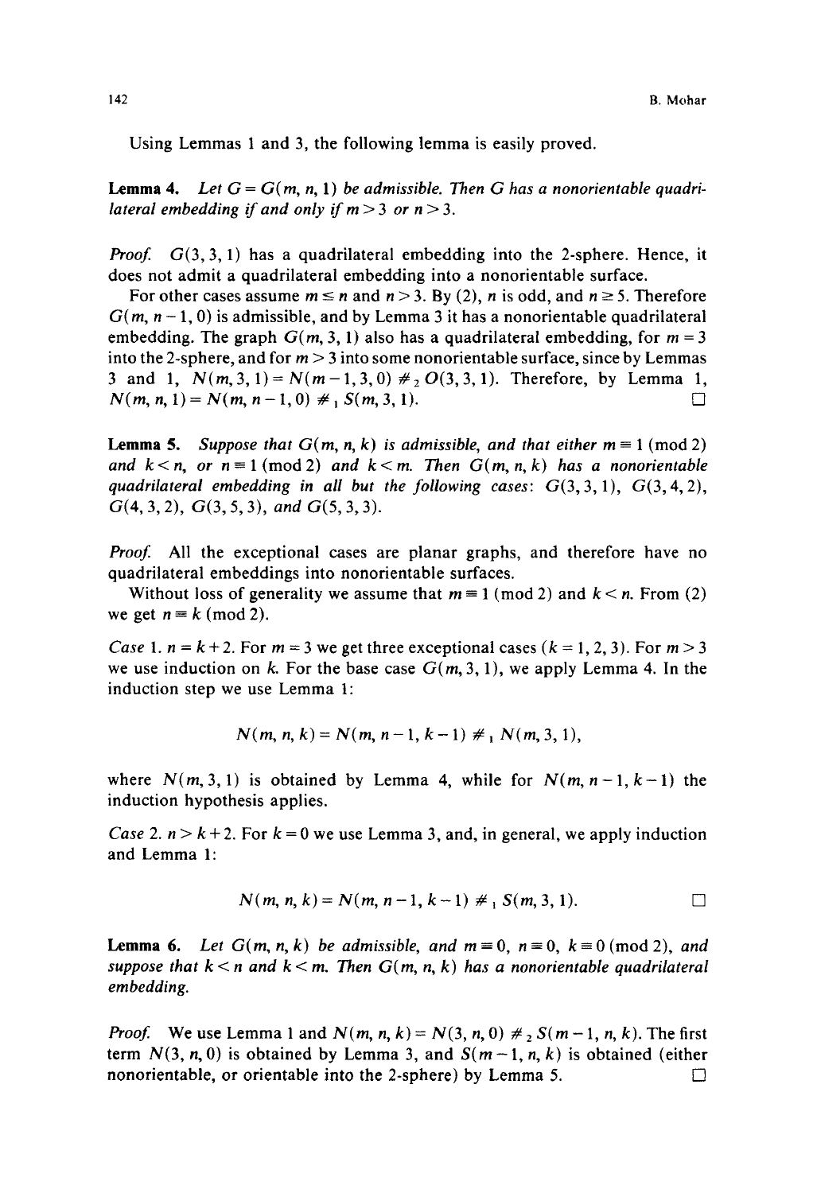Using Lemmas 1 and 3, the following lemma is easily proved.

**Lemma 4.** *Let $G = G(m, n, 1)$ be admissible. Then $G$ has a nonorientable quadrilateral embedding if and only if $m > 3$ or $n > 3$.*

*Proof.* $G(3, 3, 1)$ has a quadrilateral embedding into the 2-sphere. Hence, it does not admit a quadrilateral embedding into a nonorientable surface.

For other cases assume $m \leq n$ and $n > 3$. By (2), $n$ is odd, and $n \geq 5$. Therefore $G(m, n-1, 0)$ is admissible, and by Lemma 3 it has a nonorientable quadrilateral embedding. The graph $G(m, 3, 1)$ also has a quadrilateral embedding, for $m = 3$ into the 2-sphere, and for $m > 3$ into some nonorientable surface, since by Lemmas 3 and 1, $N(m, 3, 1) = N(m-1, 3, 0) \#_2 O(3, 3, 1)$. Therefore, by Lemma 1, $N(m, n, 1) = N(m, n-1, 0) \#_1 S(m, 3, 1)$. □

**Lemma 5.** *Suppose that $G(m, n, k)$ is admissible, and that either $m \equiv 1 \pmod 2$ and $k < n$, or $n \equiv 1 \pmod 2$ and $k < m$. Then $G(m, n, k)$ has a nonorientable quadrilateral embedding in all but the following cases: $G(3, 3, 1)$, $G(3, 4, 2)$, $G(4, 3, 2)$, $G(3, 5, 3)$, and $G(5, 3, 3)$.*

*Proof.* All the exceptional cases are planar graphs, and therefore have no quadrilateral embeddings into nonorientable surfaces.

Without loss of generality we assume that $m \equiv 1 \pmod 2$ and $k < n$. From (2) we get $n \equiv k \pmod 2$.

*Case* 1. $n = k + 2$. For $m = 3$ we get three exceptional cases ($k = 1, 2, 3$). For $m > 3$ we use induction on $k$. For the base case $G(m, 3, 1)$, we apply Lemma 4. In the induction step we use Lemma 1:

$$N(m, n, k) = N(m, n-1, k-1) \#_1 N(m, 3, 1),$$

where $N(m, 3, 1)$ is obtained by Lemma 4, while for $N(m, n-1, k-1)$ the induction hypothesis applies.

*Case* 2. $n > k + 2$. For $k = 0$ we use Lemma 3, and, in general, we apply induction and Lemma 1:

$$N(m, n, k) = N(m, n-1, k-1) \#_1 S(m, 3, 1). \qquad \square$$

**Lemma 6.** *Let $G(m, n, k)$ be admissible, and $m \equiv 0$, $n \equiv 0$, $k \equiv 0 \pmod 2$, and suppose that $k < n$ and $k < m$. Then $G(m, n, k)$ has a nonorientable quadrilateral embedding.*

*Proof.* We use Lemma 1 and $N(m, n, k) = N(3, n, 0) \#_2 S(m-1, n, k)$. The first term $N(3, n, 0)$ is obtained by Lemma 3, and $S(m-1, n, k)$ is obtained (either nonorientable, or orientable into the 2-sphere) by Lemma 5. □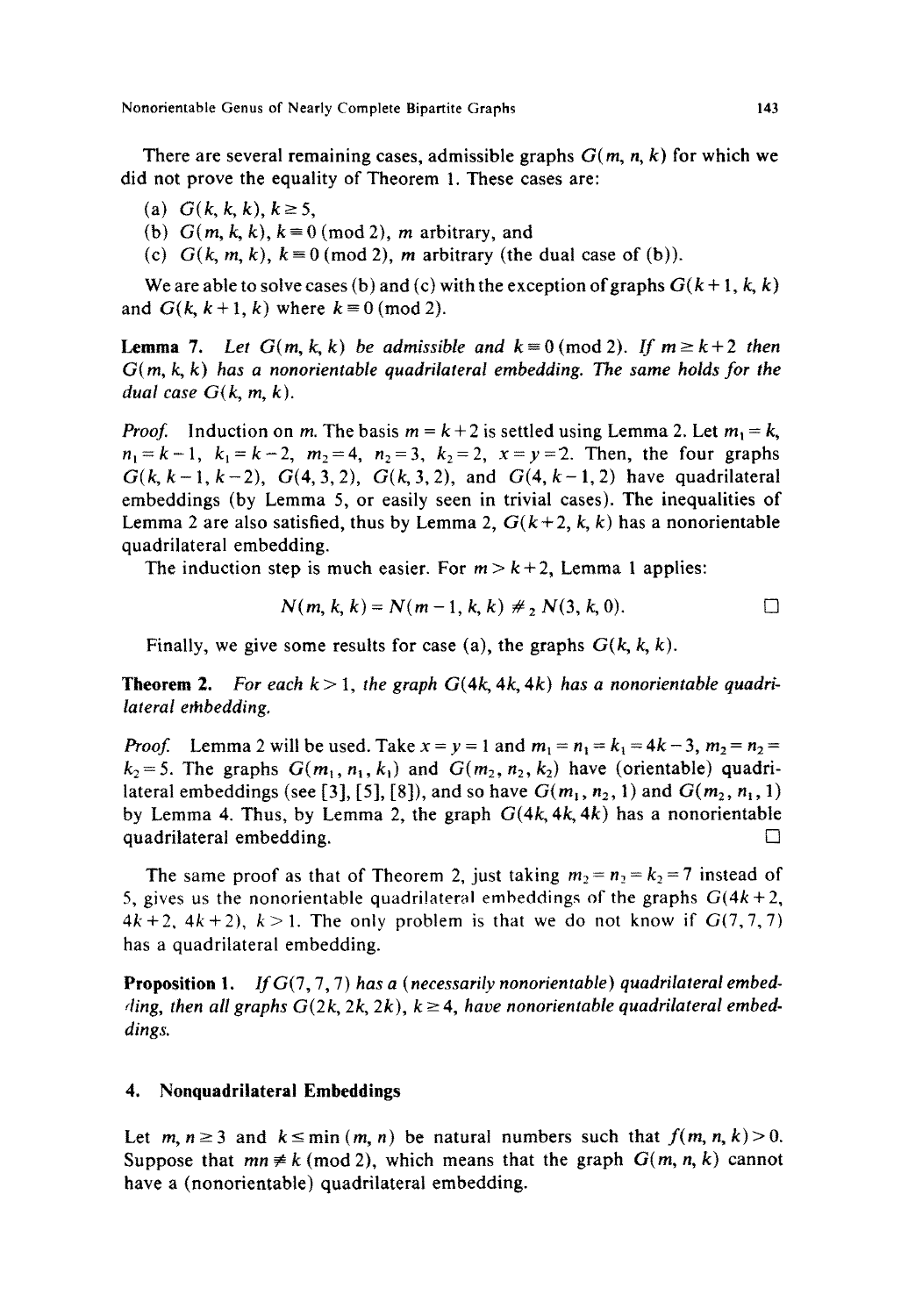There are several remaining cases, admissible graphs $G(m, n, k)$ for which we did not prove the equality of Theorem 1. These cases are:

(a) $G(k, k, k)$, $k \geq 5$,

(b) $G(m, k, k)$, $k \equiv 0 \pmod 2$, $m$ arbitrary, and

(c) $G(k, m, k)$, $k \equiv 0 \pmod 2$, $m$ arbitrary (the dual case of (b)).

We are able to solve cases (b) and (c) with the exception of graphs $G(k+1, k, k)$ and $G(k, k+1, k)$ where $k \equiv 0 \pmod 2$.

**Lemma 7.** *Let $G(m, k, k)$ be admissible and $k \equiv 0 \pmod 2$. If $m \geq k+2$ then $G(m, k, k)$ has a nonorientable quadrilateral embedding. The same holds for the dual case $G(k, m, k)$.*

*Proof.* Induction on $m$. The basis $m = k+2$ is settled using Lemma 2. Let $m_1 = k$, $n_1 = k-1$, $k_1 = k-2$, $m_2 = 4$, $n_2 = 3$, $k_2 = 2$, $x = y = 2$. Then, the four graphs $G(k, k-1, k-2)$, $G(4, 3, 2)$, $G(k, 3, 2)$, and $G(4, k-1, 2)$ have quadrilateral embeddings (by Lemma 5, or easily seen in trivial cases). The inequalities of Lemma 2 are also satisfied, thus by Lemma 2, $G(k+2, k, k)$ has a nonorientable quadrilateral embedding.

The induction step is much easier. For $m > k+2$, Lemma 1 applies:

$$N(m, k, k) = N(m-1, k, k) \#_2 N(3, k, 0). \qquad \square$$

Finally, we give some results for case (a), the graphs $G(k, k, k)$.

**Theorem 2.** *For each $k > 1$, the graph $G(4k, 4k, 4k)$ has a nonorientable quadrilateral embedding.*

*Proof.* Lemma 2 will be used. Take $x = y = 1$ and $m_1 = n_1 = k_1 = 4k-3$, $m_2 = n_2 = k_2 = 5$. The graphs $G(m_1, n_1, k_1)$ and $G(m_2, n_2, k_2)$ have (orientable) quadrilateral embeddings (see [3], [5], [8]), and so have $G(m_1, n_2, 1)$ and $G(m_2, n_1, 1)$ by Lemma 4. Thus, by Lemma 2, the graph $G(4k, 4k, 4k)$ has a nonorientable quadrilateral embedding. $\square$

The same proof as that of Theorem 2, just taking $m_2 = n_2 = k_2 = 7$ instead of 5, gives us the nonorientable quadrilateral embeddings of the graphs $G(4k+2, 4k+2, 4k+2)$, $k > 1$. The only problem is that we do not know if $G(7, 7, 7)$ has a quadrilateral embedding.

**Proposition 1.** *If $G(7, 7, 7)$ has a (necessarily nonorientable) quadrilateral embedding, then all graphs $G(2k, 2k, 2k)$, $k \geq 4$, have nonorientable quadrilateral embeddings.*

## 4. Nonquadrilateral Embeddings

Let $m, n \geq 3$ and $k \leq \min(m, n)$ be natural numbers such that $f(m, n, k) > 0$. Suppose that $mn \not\equiv k \pmod 2$, which means that the graph $G(m, n, k)$ cannot have a (nonorientable) quadrilateral embedding.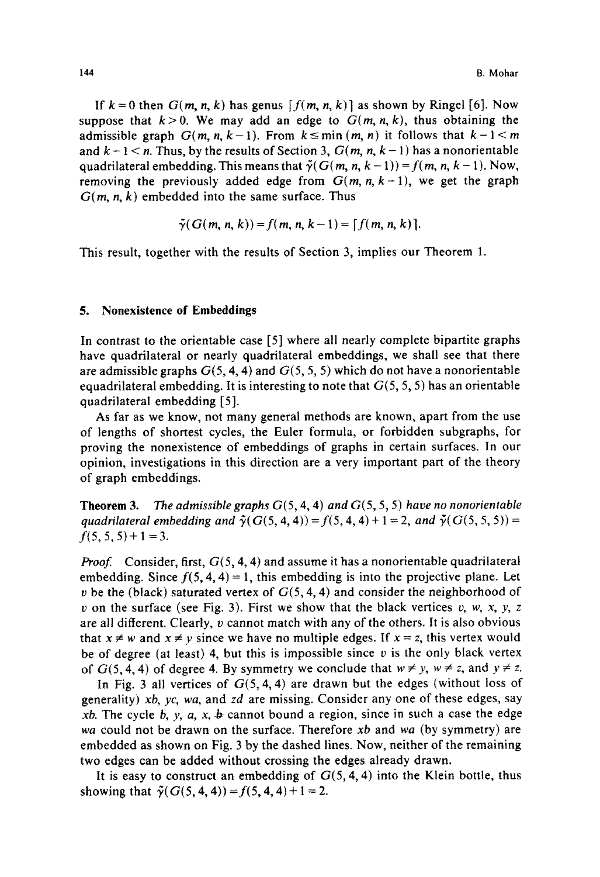If $k = 0$ then $G(m, n, k)$ has genus $\lceil f(m, n, k) \rceil$ as shown by Ringel [6]. Now suppose that $k > 0$. We may add an edge to $G(m, n, k)$, thus obtaining the admissible graph $G(m, n, k-1)$. From $k \leq \min(m, n)$ it follows that $k - 1 < m$ and $k - 1 < n$. Thus, by the results of Section 3, $G(m, n, k-1)$ has a nonorientable quadrilateral embedding. This means that $\tilde{\gamma}(G(m, n, k-1)) = f(m, n, k-1)$. Now, removing the previously added edge from $G(m, n, k-1)$, we get the graph $G(m, n, k)$ embedded into the same surface. Thus

$$\tilde{\gamma}(G(m, n, k)) = f(m, n, k-1) = \lceil f(m, n, k) \rceil.$$

This result, together with the results of Section 3, implies our Theorem 1.

## 5. Nonexistence of Embeddings

In contrast to the orientable case [5] where all nearly complete bipartite graphs have quadrilateral or nearly quadrilateral embeddings, we shall see that there are admissible graphs $G(5, 4, 4)$ and $G(5, 5, 5)$ which do not have a nonorientable equadrilateral embedding. It is interesting to note that $G(5, 5, 5)$ has an orientable quadrilateral embedding [5].

As far as we know, not many general methods are known, apart from the use of lengths of shortest cycles, the Euler formula, or forbidden subgraphs, for proving the nonexistence of embeddings of graphs in certain surfaces. In our opinion, investigations in this direction are a very important part of the theory of graph embeddings.

**Theorem 3.** *The admissible graphs $G(5, 4, 4)$ and $G(5, 5, 5)$ have no nonorientable quadrilateral embedding and $\tilde{\gamma}(G(5, 4, 4)) = f(5, 4, 4) + 1 = 2$, and $\tilde{\gamma}(G(5, 5, 5)) = f(5, 5, 5) + 1 = 3$.*

*Proof.* Consider, first, $G(5, 4, 4)$ and assume it has a nonorientable quadrilateral embedding. Since $f(5, 4, 4) = 1$, this embedding is into the projective plane. Let $v$ be the (black) saturated vertex of $G(5, 4, 4)$ and consider the neighborhood of $v$ on the surface (see Fig. 3). First we show that the black vertices $v, w, x, y, z$ are all different. Clearly, $v$ cannot match with any of the others. It is also obvious that $x \neq w$ and $x \neq y$ since we have no multiple edges. If $x = z$, this vertex would be of degree (at least) 4, but this is impossible since $v$ is the only black vertex of $G(5, 4, 4)$ of degree 4. By symmetry we conclude that $w \neq y$, $w \neq z$, and $y \neq z$.

In Fig. 3 all vertices of $G(5, 4, 4)$ are drawn but the edges (without loss of generality) $xb$, $yc$, $wa$, and $zd$ are missing. Consider any one of these edges, say $xb$. The cycle $b, y, a, x, b$ cannot bound a region, since in such a case the edge $wa$ could not be drawn on the surface. Therefore $xb$ and $wa$ (by symmetry) are embedded as shown on Fig. 3 by the dashed lines. Now, neither of the remaining two edges can be added without crossing the edges already drawn.

It is easy to construct an embedding of $G(5, 4, 4)$ into the Klein bottle, thus showing that $\tilde{\gamma}(G(5, 4, 4)) = f(5, 4, 4) + 1 = 2$.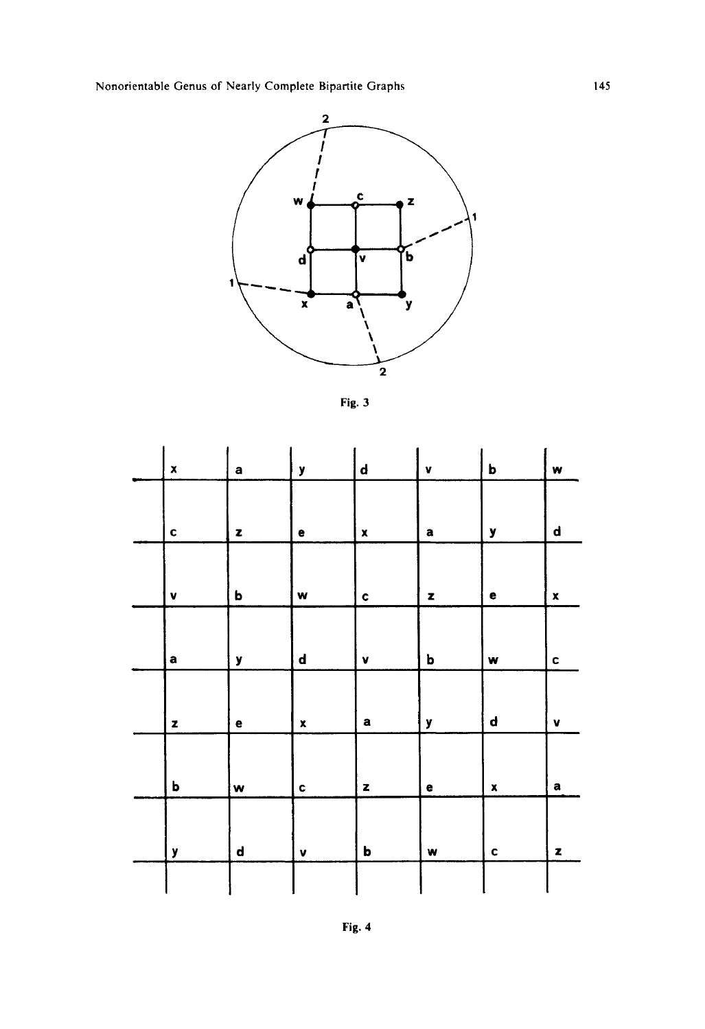Fig. 3

Fig. 4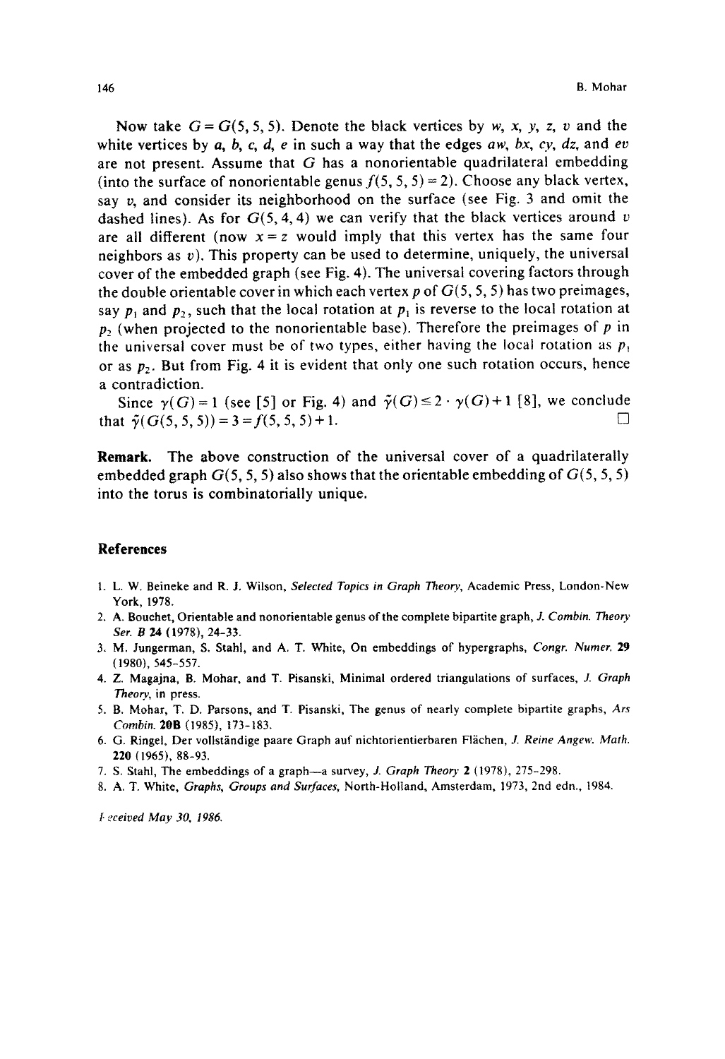Now take $G = G(5, 5, 5)$. Denote the black vertices by $w$, $x$, $y$, $z$, $v$ and the white vertices by $a$, $b$, $c$, $d$, $e$ in such a way that the edges $aw$, $bx$, $cy$, $dz$, and $ev$ are not present. Assume that $G$ has a nonorientable quadrilateral embedding (into the surface of nonorientable genus $f(5, 5, 5) = 2$). Choose any black vertex, say $v$, and consider its neighborhood on the surface (see Fig. 3 and omit the dashed lines). As for $G(5, 4, 4)$ we can verify that the black vertices around $v$ are all different (now $x = z$ would imply that this vertex has the same four neighbors as $v$). This property can be used to determine, uniquely, the universal cover of the embedded graph (see Fig. 4). The universal covering factors through the double orientable cover in which each vertex $p$ of $G(5, 5, 5)$ has two preimages, say $p_1$ and $p_2$, such that the local rotation at $p_1$ is reverse to the local rotation at $p_2$ (when projected to the nonorientable base). Therefore the preimages of $p$ in the universal cover must be of two types, either having the local rotation as $p_1$ or as $p_2$. But from Fig. 4 it is evident that only one such rotation occurs, hence a contradiction.

Since $\gamma(G) = 1$ (see [5] or Fig. 4) and $\tilde{\gamma}(G) \leq 2 \cdot \gamma(G) + 1$ [8], we conclude that $\tilde{\gamma}(G(5, 5, 5)) = 3 = f(5, 5, 5) + 1$. □

**Remark.** The above construction of the universal cover of a quadrilaterally embedded graph $G(5, 5, 5)$ also shows that the orientable embedding of $G(5, 5, 5)$ into the torus is combinatorially unique.

## References

1. L. W. Beineke and R. J. Wilson, *Selected Topics in Graph Theory*, Academic Press, London-New York, 1978.
2. A. Bouchet, Orientable and nonorientable genus of the complete bipartite graph, *J. Combin. Theory Ser. B* **24** (1978), 24–33.
3. M. Jungerman, S. Stahl, and A. T. White, On embeddings of hypergraphs, *Congr. Numer.* **29** (1980), 545–557.
4. Z. Magajna, B. Mohar, and T. Pisanski, Minimal ordered triangulations of surfaces, *J. Graph Theory*, in press.
5. B. Mohar, T. D. Parsons, and T. Pisanski, The genus of nearly complete bipartite graphs, *Ars Combin.* **20B** (1985), 173–183.
6. G. Ringel, Der vollständige paare Graph auf nichtorientierbaren Flächen, *J. Reine Angew. Math.* **220** (1965), 88–93.
7. S. Stahl, The embeddings of a graph—a survey, *J. Graph Theory* **2** (1978), 275–298.
8. A. T. White, *Graphs, Groups and Surfaces*, North-Holland, Amsterdam, 1973, 2nd edn., 1984.

*Received May 30, 1986.*